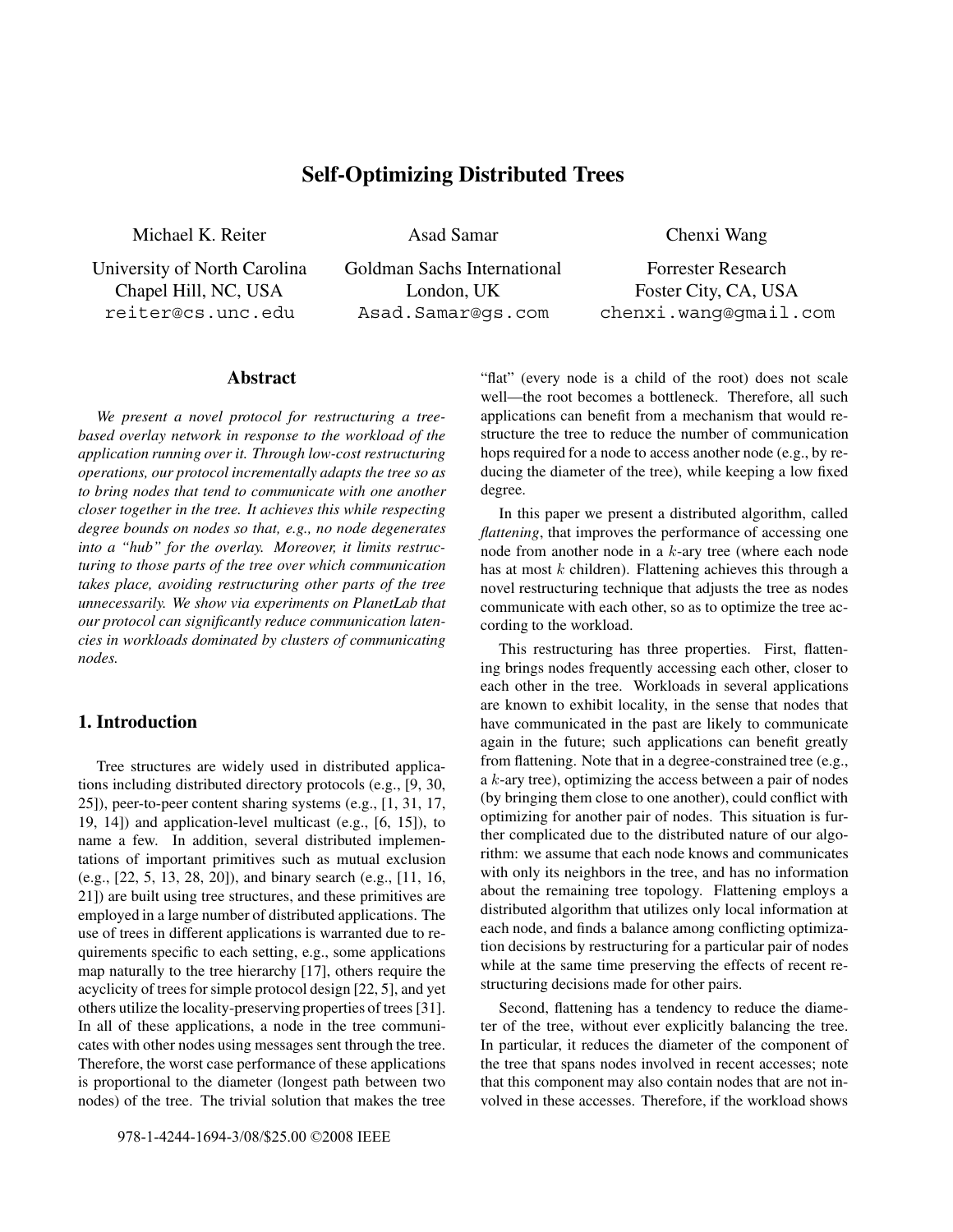# Self-Optimizing Distributed Trees

Michael K. Reiter
University of North Carolina
Chapel Hill, NC, USA
reiter@cs.unc.edu

Asad Samar
Goldman Sachs International
London, UK
Asad.Samar@gs.com

Chenxi Wang
Forrester Research
Foster City, CA, USA
chenxi.wang@gmail.com

## Abstract

*We present a novel protocol for restructuring a tree-based overlay network in response to the workload of the application running over it. Through low-cost restructuring operations, our protocol incrementally adapts the tree so as to bring nodes that tend to communicate with one another closer together in the tree. It achieves this while respecting degree bounds on nodes so that, e.g., no node degenerates into a "hub" for the overlay. Moreover, it limits restructuring to those parts of the tree over which communication takes place, avoiding restructuring other parts of the tree unnecessarily. We show via experiments on PlanetLab that our protocol can significantly reduce communication latencies in workloads dominated by clusters of communicating nodes.*

## 1. Introduction

Tree structures are widely used in distributed applications including distributed directory protocols (e.g., [9, 30, 25]), peer-to-peer content sharing systems (e.g., [1, 31, 17, 19, 14]) and application-level multicast (e.g., [6, 15]), to name a few. In addition, several distributed implementations of important primitives such as mutual exclusion (e.g., [22, 5, 13, 28, 20]), and binary search (e.g., [11, 16, 21]) are built using tree structures, and these primitives are employed in a large number of distributed applications. The use of trees in different applications is warranted due to requirements specific to each setting, e.g., some applications map naturally to the tree hierarchy [17], others require the acyclicity of trees for simple protocol design [22, 5], and yet others utilize the locality-preserving properties of trees [31]. In all of these applications, a node in the tree communicates with other nodes using messages sent through the tree. Therefore, the worst case performance of these applications is proportional to the diameter (longest path between two nodes) of the tree. The trivial solution that makes the tree "flat" (every node is a child of the root) does not scale well—the root becomes a bottleneck. Therefore, all such applications can benefit from a mechanism that would restructure the tree to reduce the number of communication hops required for a node to access another node (e.g., by reducing the diameter of the tree), while keeping a low fixed degree.

In this paper we present a distributed algorithm, called *flattening*, that improves the performance of accessing one node from another node in a $k$-ary tree (where each node has at most $k$ children). Flattening achieves this through a novel restructuring technique that adjusts the tree as nodes communicate with each other, so as to optimize the tree according to the workload.

This restructuring has three properties. First, flattening brings nodes frequently accessing each other, closer to each other in the tree. Workloads in several applications are known to exhibit locality, in the sense that nodes that have communicated in the past are likely to communicate again in the future; such applications can benefit greatly from flattening. Note that in a degree-constrained tree (e.g., a $k$-ary tree), optimizing the access between a pair of nodes (by bringing them close to one another), could conflict with optimizing for another pair of nodes. This situation is further complicated due to the distributed nature of our algorithm: we assume that each node knows and communicates with only its neighbors in the tree, and has no information about the remaining tree topology. Flattening employs a distributed algorithm that utilizes only local information at each node, and finds a balance among conflicting optimization decisions by restructuring for a particular pair of nodes while at the same time preserving the effects of recent restructuring decisions made for other pairs.

Second, flattening has a tendency to reduce the diameter of the tree, without ever explicitly balancing the tree. In particular, it reduces the diameter of the component of the tree that spans nodes involved in recent accesses; note that this component may also contain nodes that are not involved in these accesses. Therefore, if the workload shows

978-1-4244-1694-3/08/$25.00 ©2008 IEEE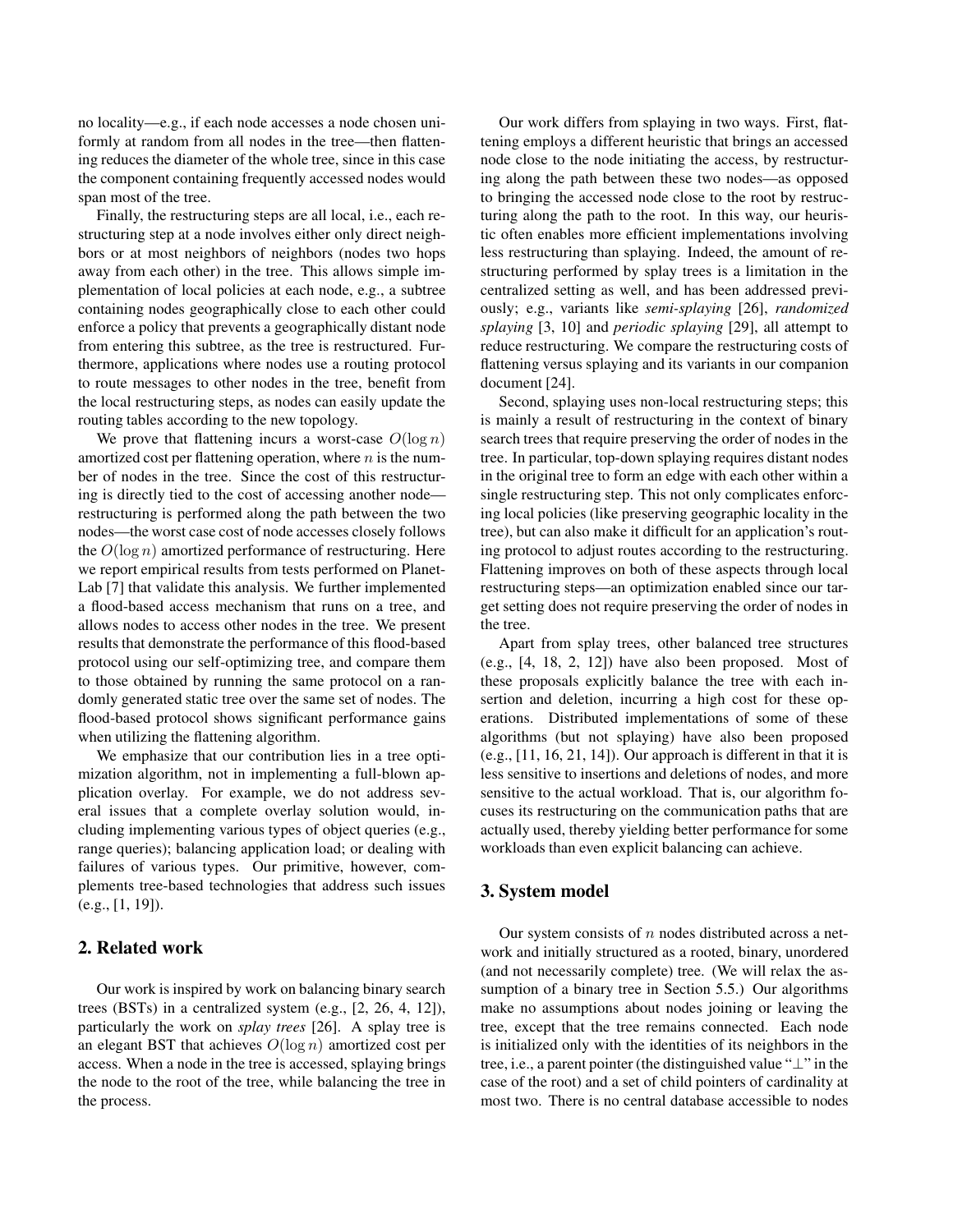no locality—e.g., if each node accesses a node chosen uniformly at random from all nodes in the tree—then flattening reduces the diameter of the whole tree, since in this case the component containing frequently accessed nodes would span most of the tree.

Finally, the restructuring steps are all local, i.e., each restructuring step at a node involves either only direct neighbors or at most neighbors of neighbors (nodes two hops away from each other) in the tree. This allows simple implementation of local policies at each node, e.g., a subtree containing nodes geographically close to each other could enforce a policy that prevents a geographically distant node from entering this subtree, as the tree is restructured. Furthermore, applications where nodes use a routing protocol to route messages to other nodes in the tree, benefit from the local restructuring steps, as nodes can easily update the routing tables according to the new topology.

We prove that flattening incurs a worst-case $O(\log n)$ amortized cost per flattening operation, where $n$ is the number of nodes in the tree. Since the cost of this restructuring is directly tied to the cost of accessing another node—restructuring is performed along the path between the two nodes—the worst case cost of node accesses closely follows the $O(\log n)$ amortized performance of restructuring. Here we report empirical results from tests performed on PlanetLab [7] that validate this analysis. We further implemented a flood-based access mechanism that runs on a tree, and allows nodes to access other nodes in the tree. We present results that demonstrate the performance of this flood-based protocol using our self-optimizing tree, and compare them to those obtained by running the same protocol on a randomly generated static tree over the same set of nodes. The flood-based protocol shows significant performance gains when utilizing the flattening algorithm.

We emphasize that our contribution lies in a tree optimization algorithm, not in implementing a full-blown application overlay. For example, we do not address several issues that a complete overlay solution would, including implementing various types of object queries (e.g., range queries); balancing application load; or dealing with failures of various types. Our primitive, however, complements tree-based technologies that address such issues (e.g., [1, 19]).

## 2. Related work

Our work is inspired by work on balancing binary search trees (BSTs) in a centralized system (e.g., [2, 26, 4, 12]), particularly the work on *splay trees* [26]. A splay tree is an elegant BST that achieves $O(\log n)$ amortized cost per access. When a node in the tree is accessed, splaying brings the node to the root of the tree, while balancing the tree in the process.

Our work differs from splaying in two ways. First, flattening employs a different heuristic that brings an accessed node close to the node initiating the access, by restructuring along the path between these two nodes—as opposed to bringing the accessed node close to the root by restructuring along the path to the root. In this way, our heuristic often enables more efficient implementations involving less restructuring than splaying. Indeed, the amount of restructuring performed by splay trees is a limitation in the centralized setting as well, and has been addressed previously; e.g., variants like *semi-splaying* [26], *randomized splaying* [3, 10] and *periodic splaying* [29], all attempt to reduce restructuring. We compare the restructuring costs of flattening versus splaying and its variants in our companion document [24].

Second, splaying uses non-local restructuring steps; this is mainly a result of restructuring in the context of binary search trees that require preserving the order of nodes in the tree. In particular, top-down splaying requires distant nodes in the original tree to form an edge with each other within a single restructuring step. This not only complicates enforcing local policies (like preserving geographic locality in the tree), but can also make it difficult for an application's routing protocol to adjust routes according to the restructuring. Flattening improves on both of these aspects through local restructuring steps—an optimization enabled since our target setting does not require preserving the order of nodes in the tree.

Apart from splay trees, other balanced tree structures (e.g., [4, 18, 2, 12]) have also been proposed. Most of these proposals explicitly balance the tree with each insertion and deletion, incurring a high cost for these operations. Distributed implementations of some of these algorithms (but not splaying) have also been proposed (e.g., [11, 16, 21, 14]). Our approach is different in that it is less sensitive to insertions and deletions of nodes, and more sensitive to the actual workload. That is, our algorithm focuses its restructuring on the communication paths that are actually used, thereby yielding better performance for some workloads than even explicit balancing can achieve.

## 3. System model

Our system consists of $n$ nodes distributed across a network and initially structured as a rooted, binary, unordered (and not necessarily complete) tree. (We will relax the assumption of a binary tree in Section 5.5.) Our algorithms make no assumptions about nodes joining or leaving the tree, except that the tree remains connected. Each node is initialized only with the identities of its neighbors in the tree, i.e., a parent pointer (the distinguished value "$\perp$" in the case of the root) and a set of child pointers of cardinality at most two. There is no central database accessible to nodes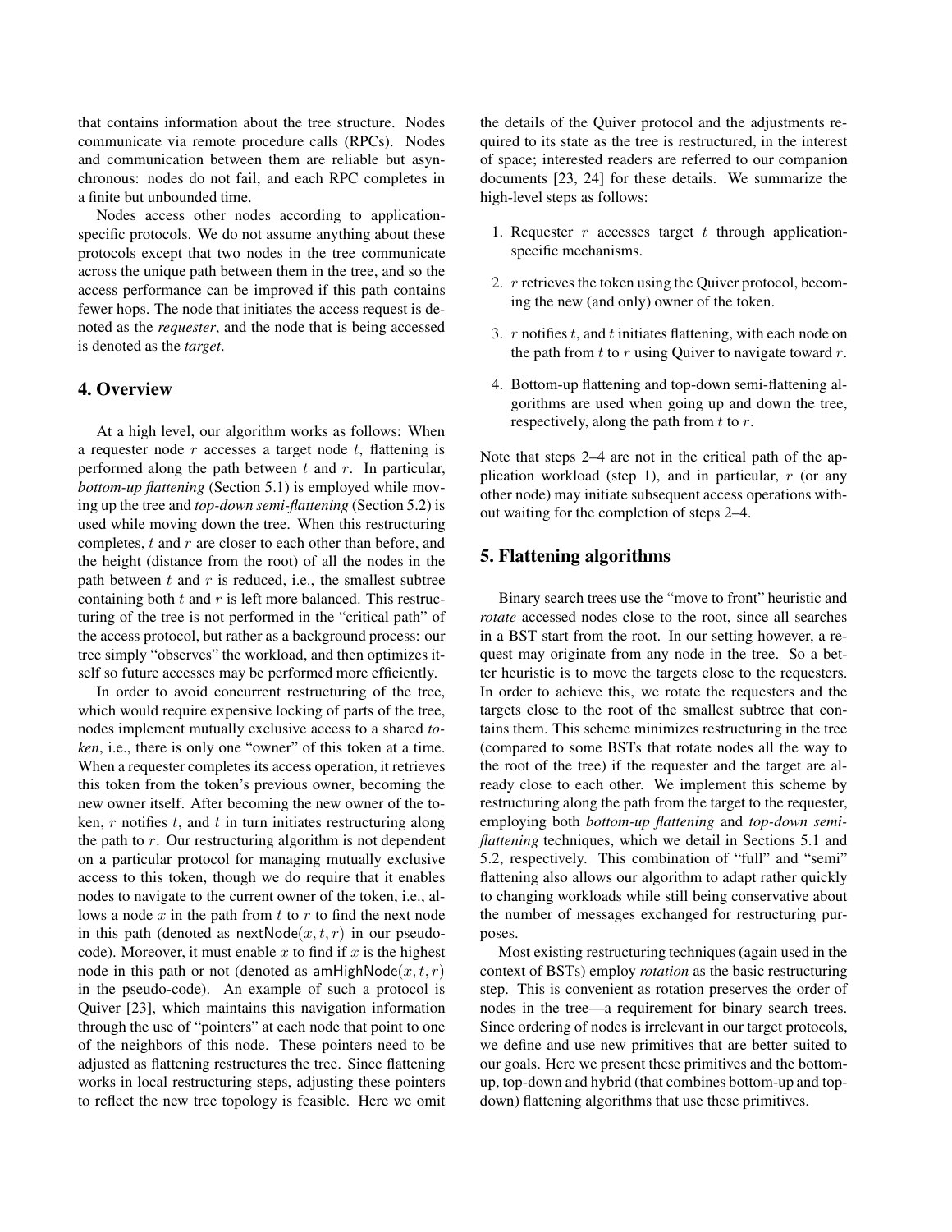that contains information about the tree structure. Nodes communicate via remote procedure calls (RPCs). Nodes and communication between them are reliable but asynchronous: nodes do not fail, and each RPC completes in a finite but unbounded time.

Nodes access other nodes according to application-specific protocols. We do not assume anything about these protocols except that two nodes in the tree communicate across the unique path between them in the tree, and so the access performance can be improved if this path contains fewer hops. The node that initiates the access request is denoted as the *requester*, and the node that is being accessed is denoted as the *target*.

## 4. Overview

At a high level, our algorithm works as follows: When a requester node $r$ accesses a target node $t$, flattening is performed along the path between $t$ and $r$. In particular, *bottom-up flattening* (Section 5.1) is employed while moving up the tree and *top-down semi-flattening* (Section 5.2) is used while moving down the tree. When this restructuring completes, $t$ and $r$ are closer to each other than before, and the height (distance from the root) of all the nodes in the path between $t$ and $r$ is reduced, i.e., the smallest subtree containing both $t$ and $r$ is left more balanced. This restructuring of the tree is not performed in the "critical path" of the access protocol, but rather as a background process: our tree simply "observes" the workload, and then optimizes itself so future accesses may be performed more efficiently.

In order to avoid concurrent restructuring of the tree, which would require expensive locking of parts of the tree, nodes implement mutually exclusive access to a shared *token*, i.e., there is only one "owner" of this token at a time. When a requester completes its access operation, it retrieves this token from the token's previous owner, becoming the new owner itself. After becoming the new owner of the token, $r$ notifies $t$, and $t$ in turn initiates restructuring along the path to $r$. Our restructuring algorithm is not dependent on a particular protocol for managing mutually exclusive access to this token, though we do require that it enables nodes to navigate to the current owner of the token, i.e., allows a node $x$ in the path from $t$ to $r$ to find the next node in this path (denoted as $\mathsf{nextNode}(x, t, r)$ in our pseudo-code). Moreover, it must enable $x$ to find if $x$ is the highest node in this path or not (denoted as $\mathsf{amHighNode}(x, t, r)$ in the pseudo-code). An example of such a protocol is Quiver [23], which maintains this navigation information through the use of "pointers" at each node that point to one of the neighbors of this node. These pointers need to be adjusted as flattening restructures the tree. Since flattening works in local restructuring steps, adjusting these pointers to reflect the new tree topology is feasible. Here we omit the details of the Quiver protocol and the adjustments required to its state as the tree is restructured, in the interest of space; interested readers are referred to our companion documents [23, 24] for these details. We summarize the high-level steps as follows:

1. Requester $r$ accesses target $t$ through application-specific mechanisms.
2. $r$ retrieves the token using the Quiver protocol, becoming the new (and only) owner of the token.
3. $r$ notifies $t$, and $t$ initiates flattening, with each node on the path from $t$ to $r$ using Quiver to navigate toward $r$.
4. Bottom-up flattening and top-down semi-flattening algorithms are used when going up and down the tree, respectively, along the path from $t$ to $r$.

Note that steps 2–4 are not in the critical path of the application workload (step 1), and in particular, $r$ (or any other node) may initiate subsequent access operations without waiting for the completion of steps 2–4.

## 5. Flattening algorithms

Binary search trees use the "move to front" heuristic and *rotate* accessed nodes close to the root, since all searches in a BST start from the root. In our setting however, a request may originate from any node in the tree. So a better heuristic is to move the targets close to the requesters. In order to achieve this, we rotate the requesters and the targets close to the root of the smallest subtree that contains them. This scheme minimizes restructuring in the tree (compared to some BSTs that rotate nodes all the way to the root of the tree) if the requester and the target are already close to each other. We implement this scheme by restructuring along the path from the target to the requester, employing both *bottom-up flattening* and *top-down semi-flattening* techniques, which we detail in Sections 5.1 and 5.2, respectively. This combination of "full" and "semi" flattening also allows our algorithm to adapt rather quickly to changing workloads while still being conservative about the number of messages exchanged for restructuring purposes.

Most existing restructuring techniques (again used in the context of BSTs) employ *rotation* as the basic restructuring step. This is convenient as rotation preserves the order of nodes in the tree—a requirement for binary search trees. Since ordering of nodes is irrelevant in our target protocols, we define and use new primitives that are better suited to our goals. Here we present these primitives and the bottom-up, top-down and hybrid (that combines bottom-up and top-down) flattening algorithms that use these primitives.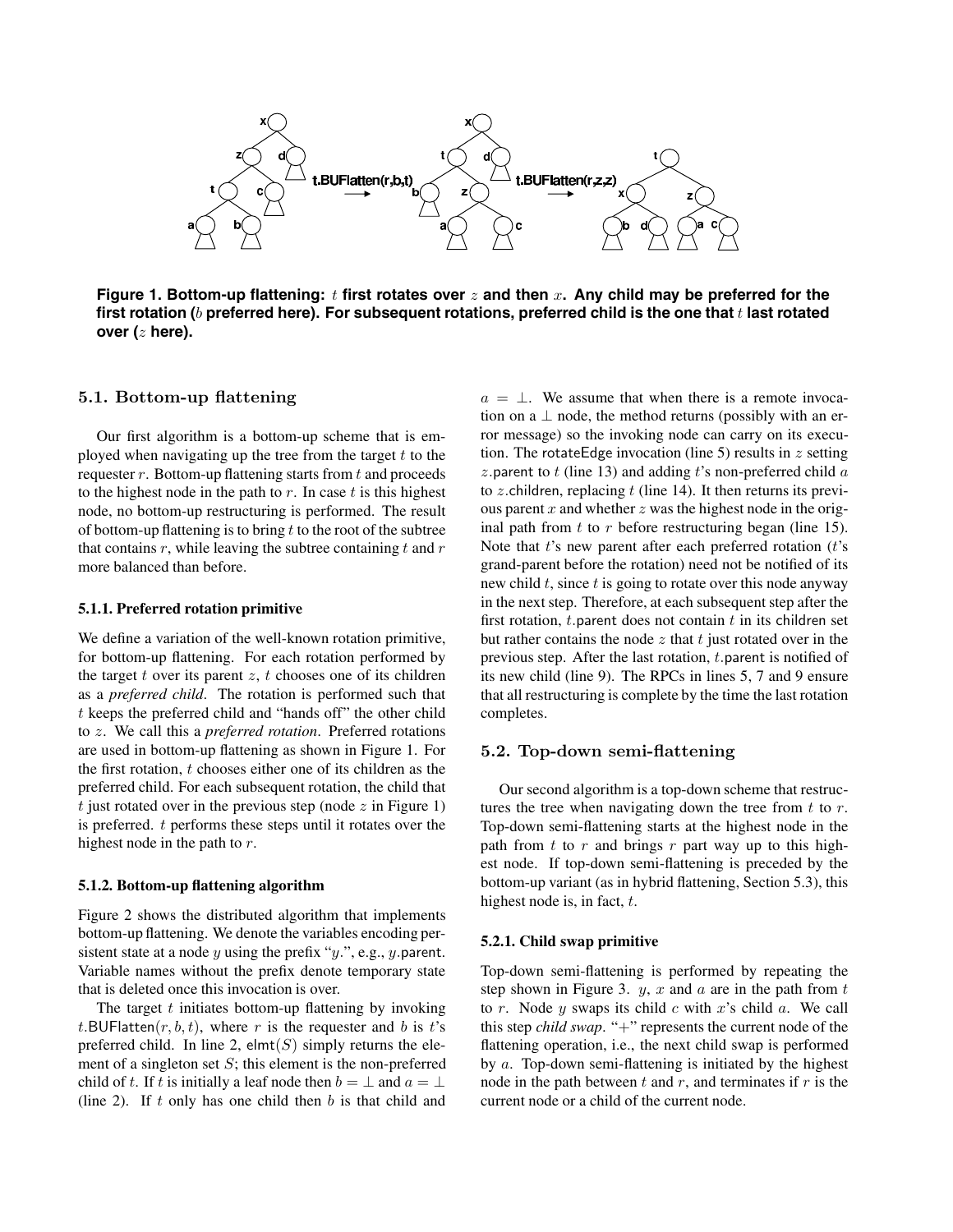x
z d
t c
a b
t.BUFlatten(r,b,t)
x
t d
b z
a c
t.BUFlatten(r,z,z)
t
x z
b d a c

**Figure 1. Bottom-up flattening: $t$ first rotates over $z$ and then $x$. Any child may be preferred for the first rotation ($b$ preferred here). For subsequent rotations, preferred child is the one that $t$ last rotated over ($z$ here).**

## 5.1. Bottom-up flattening

Our first algorithm is a bottom-up scheme that is employed when navigating up the tree from the target $t$ to the requester $r$. Bottom-up flattening starts from $t$ and proceeds to the highest node in the path to $r$. In case $t$ is this highest node, no bottom-up restructuring is performed. The result of bottom-up flattening is to bring $t$ to the root of the subtree that contains $r$, while leaving the subtree containing $t$ and $r$ more balanced than before.

### 5.1.1. Preferred rotation primitive

We define a variation of the well-known rotation primitive, for bottom-up flattening. For each rotation performed by the target $t$ over its parent $z$, $t$ chooses one of its children as a *preferred child*. The rotation is performed such that $t$ keeps the preferred child and "hands off" the other child to $z$. We call this a *preferred rotation*. Preferred rotations are used in bottom-up flattening as shown in Figure 1. For the first rotation, $t$ chooses either one of its children as the preferred child. For each subsequent rotation, the child that $t$ just rotated over in the previous step (node $z$ in Figure 1) is preferred. $t$ performs these steps until it rotates over the highest node in the path to $r$.

### 5.1.2. Bottom-up flattening algorithm

Figure 2 shows the distributed algorithm that implements bottom-up flattening. We denote the variables encoding persistent state at a node $y$ using the prefix "$y$.", e.g., $y$.parent. Variable names without the prefix denote temporary state that is deleted once this invocation is over.

The target $t$ initiates bottom-up flattening by invoking $t$.BUFlatten$(r, b, t)$, where $r$ is the requester and $b$ is $t$'s preferred child. In line 2, elmt$(S)$ simply returns the element of a singleton set $S$; this element is the non-preferred child of $t$. If $t$ is initially a leaf node then $b = \perp$ and $a = \perp$ (line 2). If $t$ only has one child then $b$ is that child and $a = \perp$. We assume that when there is a remote invocation on a $\perp$ node, the method returns (possibly with an error message) so the invoking node can carry on its execution. The rotateEdge invocation (line 5) results in $z$ setting $z$.parent to $t$ (line 13) and adding $t$'s non-preferred child $a$ to $z$.children, replacing $t$ (line 14). It then returns its previous parent $x$ and whether $z$ was the highest node in the original path from $t$ to $r$ before restructuring began (line 15). Note that $t$'s new parent after each preferred rotation ($t$'s grand-parent before the rotation) need not be notified of its new child $t$, since $t$ is going to rotate over this node anyway in the next step. Therefore, at each subsequent step after the first rotation, $t$.parent does not contain $t$ in its children set but rather contains the node $z$ that $t$ just rotated over in the previous step. After the last rotation, $t$.parent is notified of its new child (line 9). The RPCs in lines 5, 7 and 9 ensure that all restructuring is complete by the time the last rotation completes.

## 5.2. Top-down semi-flattening

Our second algorithm is a top-down scheme that restructures the tree when navigating down the tree from $t$ to $r$. Top-down semi-flattening starts at the highest node in the path from $t$ to $r$ and brings $r$ part way up to this highest node. If top-down semi-flattening is preceded by the bottom-up variant (as in hybrid flattening, Section 5.3), this highest node is, in fact, $t$.

### 5.2.1. Child swap primitive

Top-down semi-flattening is performed by repeating the step shown in Figure 3. $y$, $x$ and $a$ are in the path from $t$ to $r$. Node $y$ swaps its child $c$ with $x$'s child $a$. We call this step *child swap*. "+" represents the current node of the flattening operation, i.e., the next child swap is performed by $a$. Top-down semi-flattening is initiated by the highest node in the path between $t$ and $r$, and terminates if $r$ is the current node or a child of the current node.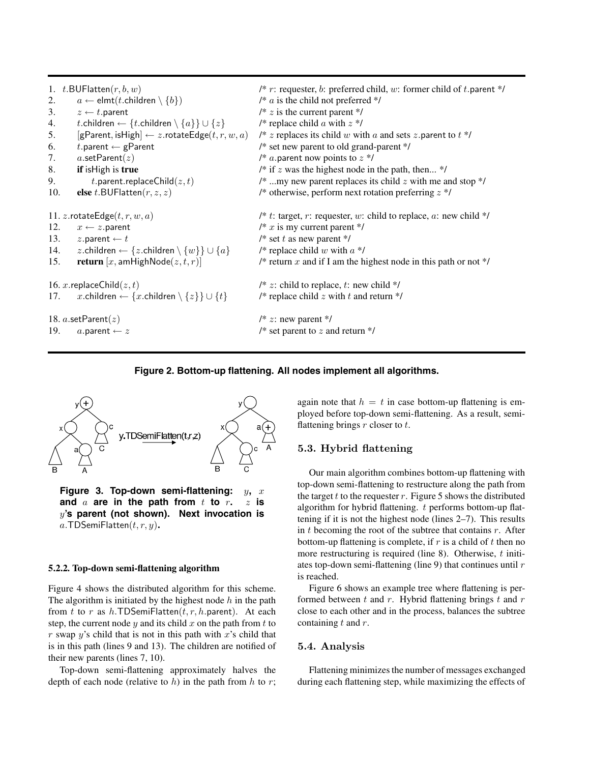```
1.  t.BUFlatten(r, b, w)                      /* r: requester, b: preferred child, w: former child of t.parent */
2.      a ← elmt(t.children \ {b})            /* a is the child not preferred */
3.      z ← t.parent                          /* z is the current parent */
4.      t.children ← {t.children \ {a}} ∪ {z} /* replace child a with z */
5.      [gParent, isHigh] ← z.rotateEdge(t, r, w, a)  /* z replaces its child w with a and sets z.parent to t */
6.      t.parent ← gParent                    /* set new parent to old grand-parent */
7.      a.setParent(z)                        /* a.parent now points to z */
8.      if isHigh is true                     /* if z was the highest node in the path, then... */
9.          t.parent.replaceChild(z, t)       /* ...my new parent replaces its child z with me and stop */
10.     else t.BUFlatten(r, z, z)             /* otherwise, perform next rotation preferring z */

11. z.rotateEdge(t, r, w, a)                  /* t: target, r: requester, w: child to replace, a: new child */
12.     x ← z.parent                          /* x is my current parent */
13.     z.parent ← t                          /* set t as new parent */
14.     z.children ← {z.children \ {w}} ∪ {a} /* replace child w with a */
15.     return [x, amHighNode(z, t, r)]       /* return x and if I am the highest node in this path or not */

16. x.replaceChild(z, t)                      /* z: child to replace, t: new child */
17.     x.children ← {x.children \ {z}} ∪ {t} /* replace child z with t and return */

18. a.setParent(z)                            /* z: new parent */
19.     a.parent ← z                          /* set parent to z and return */
```

**Figure 2. Bottom-up flattening. All nodes implement all algorithms.**

**Figure 3. Top-down semi-flattening: $y$, $x$ and $a$ are in the path from $t$ to $r$. $z$ is $y$'s parent (not shown). Next invocation is $a$.TDSemiFlatten$(t, r, y)$.**

#### 5.2.2. Top-down semi-flattening algorithm

Figure 4 shows the distributed algorithm for this scheme. The algorithm is initiated by the highest node $h$ in the path from $t$ to $r$ as $h$.TDSemiFlatten$(t, r, h.\text{parent})$. At each step, the current node $y$ and its child $x$ on the path from $t$ to $r$ swap $y$'s child that is not in this path with $x$'s child that is in this path (lines 9 and 13). The children are notified of their new parents (lines 7, 10).

Top-down semi-flattening approximately halves the depth of each node (relative to $h$) in the path from $h$ to $r$; again note that $h = t$ in case bottom-up flattening is employed before top-down semi-flattening. As a result, semi-flattening brings $r$ closer to $t$.

### 5.3. Hybrid flattening

Our main algorithm combines bottom-up flattening with top-down semi-flattening to restructure along the path from the target $t$ to the requester $r$. Figure 5 shows the distributed algorithm for hybrid flattening. $t$ performs bottom-up flattening if it is not the highest node (lines 2–7). This results in $t$ becoming the root of the subtree that contains $r$. After bottom-up flattening is complete, if $r$ is a child of $t$ then no more restructuring is required (line 8). Otherwise, $t$ initiates top-down semi-flattening (line 9) that continues until $r$ is reached.

Figure 6 shows an example tree where flattening is performed between $t$ and $r$. Hybrid flattening brings $t$ and $r$ close to each other and in the process, balances the subtree containing $t$ and $r$.

### 5.4. Analysis

Flattening minimizes the number of messages exchanged during each flattening step, while maximizing the effects of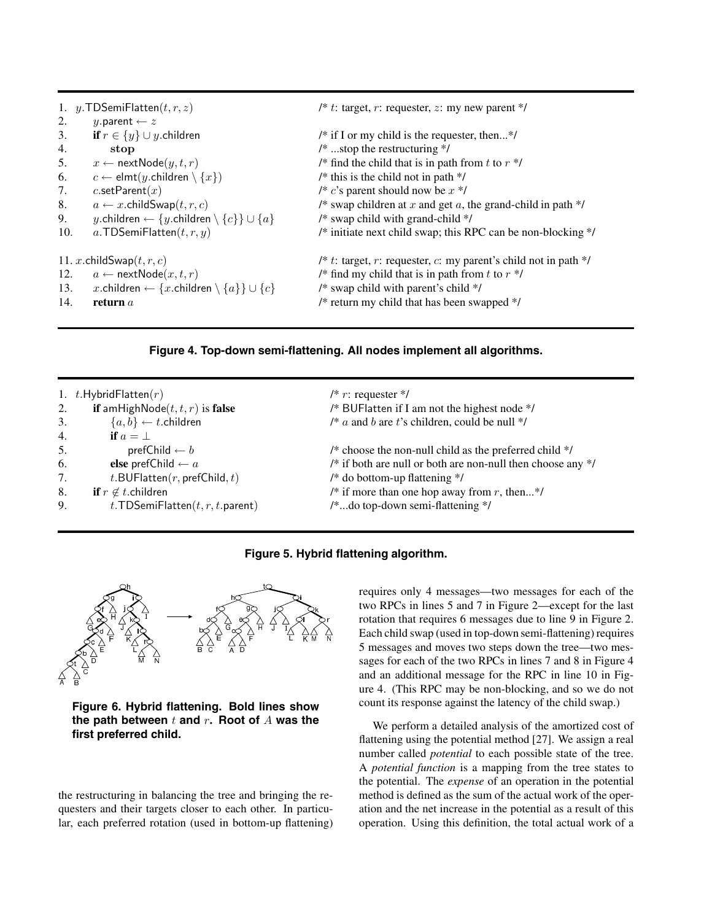```
1.  y.TDSemiFlatten(t, r, z)                  /* t: target, r: requester, z: my new parent */
2.      y.parent ← z
3.      if r ∈ {y} ∪ y.children               /* if I or my child is the requester, then...*/
4.          stop                              /* ...stop the restructuring */
5.      x ← nextNode(y, t, r)                 /* find the child that is in path from t to r */
6.      c ← elmt(y.children \ {x})            /* this is the child not in path */
7.      c.setParent(x)                        /* c's parent should now be x */
8.      a ← x.childSwap(t, r, c)              /* swap children at x and get a, the grand-child in path */
9.      y.children ← {y.children \ {c}} ∪ {a} /* swap child with grand-child */
10.     a.TDSemiFlatten(t, r, y)              /* initiate next child swap; this RPC can be non-blocking */

11. x.childSwap(t, r, c)                      /* t: target, r: requester, c: my parent's child not in path */
12.     a ← nextNode(x, t, r)                 /* find my child that is in path from t to r */
13.     x.children ← {x.children \ {a}} ∪ {c} /* swap child with parent's child */
14.     return a                              /* return my child that has been swapped */
```

**Figure 4. Top-down semi-flattening. All nodes implement all algorithms.**

```
1. t.HybridFlatten(r)                         /* r: requester */
2.     if amHighNode(t, t, r) is false        /* BUFlatten if I am not the highest node */
3.         {a, b} ← t.children                /* a and b are t's children, could be null */
4.         if a = ⊥
5.             prefChild ← b                  /* choose the non-null child as the preferred child */
6.         else prefChild ← a                 /* if both are null or both are non-null then choose any */
7.         t.BUFlatten(r, prefChild, t)       /* do bottom-up flattening */
8.     if r ∉ t.children                      /* if more than one hop away from r, then...*/
9.         t.TDSemiFlatten(t, r, t.parent)    /*...do top-down semi-flattening */
```

**Figure 5. Hybrid flattening algorithm.**

**Figure 6. Hybrid flattening. Bold lines show the path between $t$ and $r$. Root of $A$ was the first preferred child.**

the restructuring in balancing the tree and bringing the requesters and their targets closer to each other. In particular, each preferred rotation (used in bottom-up flattening) requires only 4 messages—two messages for each of the two RPCs in lines 5 and 7 in Figure 2—except for the last rotation that requires 6 messages due to line 9 in Figure 2. Each child swap (used in top-down semi-flattening) requires 5 messages and moves two steps down the tree—two messages for each of the two RPCs in lines 7 and 8 in Figure 4 and an additional message for the RPC in line 10 in Figure 4. (This RPC may be non-blocking, and so we do not count its response against the latency of the child swap.)

We perform a detailed analysis of the amortized cost of flattening using the potential method [27]. We assign a real number called *potential* to each possible state of the tree. A *potential function* is a mapping from the tree states to the potential. The *expense* of an operation in the potential method is defined as the sum of the actual work of the operation and the net increase in the potential as a result of this operation. Using this definition, the total actual work of a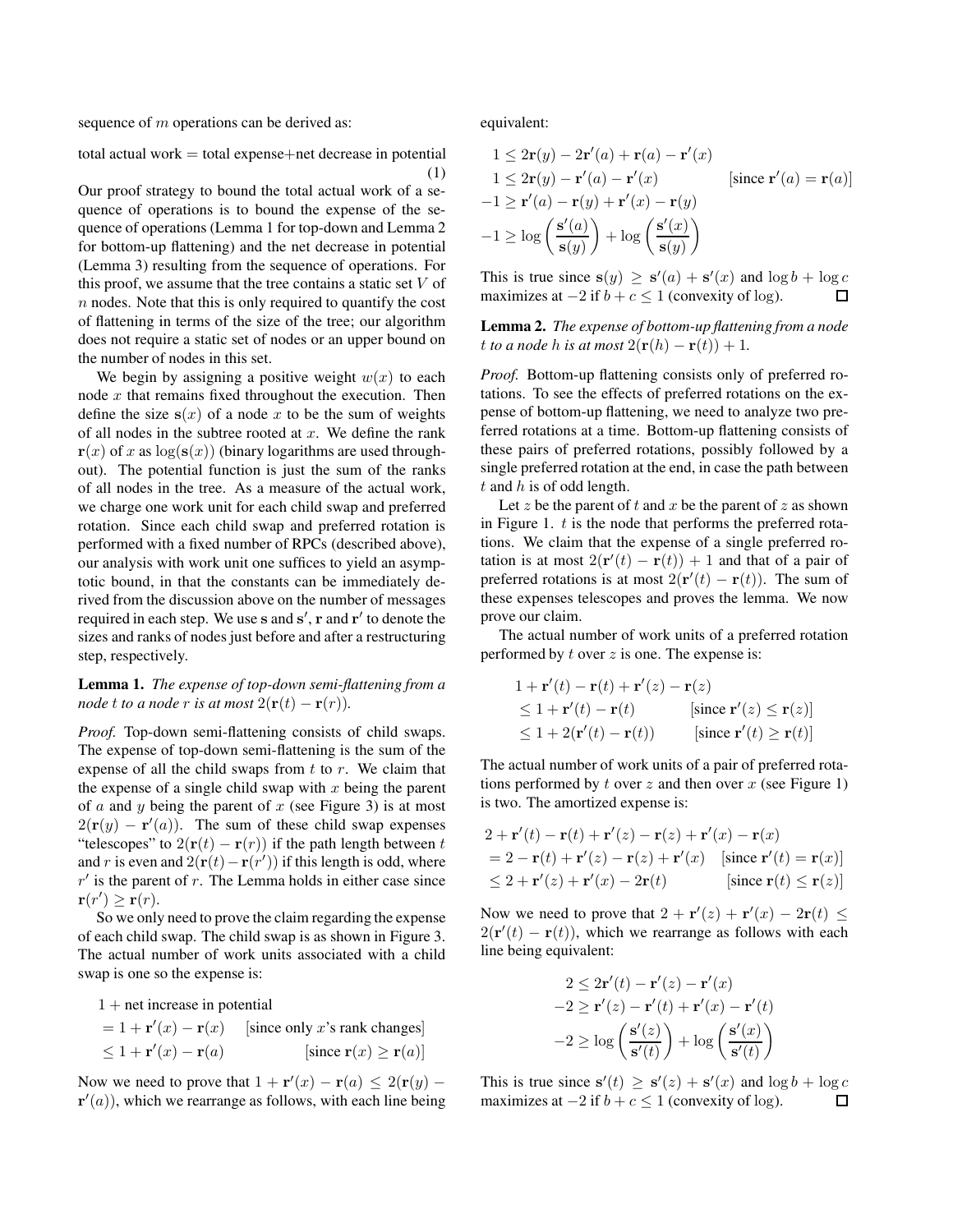sequence of $m$ operations can be derived as:

$$\text{total actual work} = \text{total expense} + \text{net decrease in potential} \tag{1}$$

Our proof strategy to bound the total actual work of a sequence of operations is to bound the expense of the sequence of operations (Lemma 1 for top-down and Lemma 2 for bottom-up flattening) and the net decrease in potential (Lemma 3) resulting from the sequence of operations. For this proof, we assume that the tree contains a static set $V$ of $n$ nodes. Note that this is only required to quantify the cost of flattening in terms of the size of the tree; our algorithm does not require a static set of nodes or an upper bound on the number of nodes in this set.

We begin by assigning a positive weight $w(x)$ to each node $x$ that remains fixed throughout the execution. Then define the size $\mathbf{s}(x)$ of a node $x$ to be the sum of weights of all nodes in the subtree rooted at $x$. We define the rank $\mathbf{r}(x)$ of $x$ as $\log(\mathbf{s}(x))$ (binary logarithms are used throughout). The potential function is just the sum of the ranks of all nodes in the tree. As a measure of the actual work, we charge one work unit for each child swap and preferred rotation. Since each child swap and preferred rotation is performed with a fixed number of RPCs (described above), our analysis with work unit one suffices to yield an asymptotic bound, in that the constants can be immediately derived from the discussion above on the number of messages required in each step. We use $\mathbf{s}$ and $\mathbf{s}'$, $\mathbf{r}$ and $\mathbf{r}'$ to denote the sizes and ranks of nodes just before and after a restructuring step, respectively.

**Lemma 1.** *The expense of top-down semi-flattening from a node $t$ to a node $r$ is at most $2(\mathbf{r}(t) - \mathbf{r}(r))$.*

*Proof.* Top-down semi-flattening consists of child swaps. The expense of top-down semi-flattening is the sum of the expense of all the child swaps from $t$ to $r$. We claim that the expense of a single child swap with $x$ being the parent of $a$ and $y$ being the parent of $x$ (see Figure 3) is at most $2(\mathbf{r}(y) - \mathbf{r}'(a))$. The sum of these child swap expenses "telescopes" to $2(\mathbf{r}(t) - \mathbf{r}(r))$ if the path length between $t$ and $r$ is even and $2(\mathbf{r}(t) - \mathbf{r}(r'))$ if this length is odd, where $r'$ is the parent of $r$. The Lemma holds in either case since $\mathbf{r}(r') \geq \mathbf{r}(r)$.

So we only need to prove the claim regarding the expense of each child swap. The child swap is as shown in Figure 3. The actual number of work units associated with a child swap is one so the expense is:

$$\begin{aligned}
&1 + \text{net increase in potential} \\
&= 1 + \mathbf{r}'(x) - \mathbf{r}(x) \quad [\text{since only } x\text{'s rank changes}] \\
&\leq 1 + \mathbf{r}'(x) - \mathbf{r}(a) \qquad\quad [\text{since } \mathbf{r}(x) \geq \mathbf{r}(a)]
\end{aligned}$$

Now we need to prove that $1 + \mathbf{r}'(x) - \mathbf{r}(a) \leq 2(\mathbf{r}(y) - \mathbf{r}'(a))$, which we rearrange as follows, with each line being equivalent:

$$\begin{aligned}
1 &\leq 2\mathbf{r}(y) - 2\mathbf{r}'(a) + \mathbf{r}(a) - \mathbf{r}'(x) \\
1 &\leq 2\mathbf{r}(y) - \mathbf{r}'(a) - \mathbf{r}'(x) \qquad [\text{since } \mathbf{r}'(a) = \mathbf{r}(a)] \\
-1 &\geq \mathbf{r}'(a) - \mathbf{r}(y) + \mathbf{r}'(x) - \mathbf{r}(y) \\
-1 &\geq \log\left(\frac{\mathbf{s}'(a)}{\mathbf{s}(y)}\right) + \log\left(\frac{\mathbf{s}'(x)}{\mathbf{s}(y)}\right)
\end{aligned}$$

This is true since $\mathbf{s}(y) \geq \mathbf{s}'(a) + \mathbf{s}'(x)$ and $\log b + \log c$ maximizes at $-2$ if $b + c \leq 1$ (convexity of $\log$). $\square$

**Lemma 2.** *The expense of bottom-up flattening from a node $t$ to a node $h$ is at most $2(\mathbf{r}(h) - \mathbf{r}(t)) + 1$.*

*Proof.* Bottom-up flattening consists only of preferred rotations. To see the effects of preferred rotations on the expense of bottom-up flattening, we need to analyze two preferred rotations at a time. Bottom-up flattening consists of these pairs of preferred rotations, possibly followed by a single preferred rotation at the end, in case the path between $t$ and $h$ is of odd length.

Let $z$ be the parent of $t$ and $x$ be the parent of $z$ as shown in Figure 1. $t$ is the node that performs the preferred rotations. We claim that the expense of a single preferred rotation is at most $2(\mathbf{r}'(t) - \mathbf{r}(t)) + 1$ and that of a pair of preferred rotations is at most $2(\mathbf{r}'(t) - \mathbf{r}(t))$. The sum of these expenses telescopes and proves the lemma. We now prove our claim.

The actual number of work units of a preferred rotation performed by $t$ over $z$ is one. The expense is:

$$\begin{aligned}
&1 + \mathbf{r}'(t) - \mathbf{r}(t) + \mathbf{r}'(z) - \mathbf{r}(z) \\
&\leq 1 + \mathbf{r}'(t) - \mathbf{r}(t) \qquad\quad [\text{since } \mathbf{r}'(z) \leq \mathbf{r}(z)] \\
&\leq 1 + 2(\mathbf{r}'(t) - \mathbf{r}(t)) \qquad [\text{since } \mathbf{r}'(t) \geq \mathbf{r}(t)]
\end{aligned}$$

The actual number of work units of a pair of preferred rotations performed by $t$ over $z$ and then over $x$ (see Figure 1) is two. The amortized expense is:

$$\begin{aligned}
&2 + \mathbf{r}'(t) - \mathbf{r}(t) + \mathbf{r}'(z) - \mathbf{r}(z) + \mathbf{r}'(x) - \mathbf{r}(x) \\
&= 2 - \mathbf{r}(t) + \mathbf{r}'(z) - \mathbf{r}(z) + \mathbf{r}'(x) \quad [\text{since } \mathbf{r}'(t) = \mathbf{r}(x)] \\
&\leq 2 + \mathbf{r}'(z) + \mathbf{r}'(x) - 2\mathbf{r}(t) \qquad\quad [\text{since } \mathbf{r}(t) \leq \mathbf{r}(z)]
\end{aligned}$$

Now we need to prove that $2 + \mathbf{r}'(z) + \mathbf{r}'(x) - 2\mathbf{r}(t) \leq 2(\mathbf{r}'(t) - \mathbf{r}(t))$, which we rearrange as follows with each line being equivalent:

$$\begin{aligned}
2 &\leq 2\mathbf{r}'(t) - \mathbf{r}'(z) - \mathbf{r}'(x) \\
-2 &\geq \mathbf{r}'(z) - \mathbf{r}'(t) + \mathbf{r}'(x) - \mathbf{r}'(t) \\
-2 &\geq \log\left(\frac{\mathbf{s}'(z)}{\mathbf{s}'(t)}\right) + \log\left(\frac{\mathbf{s}'(x)}{\mathbf{s}'(t)}\right)
\end{aligned}$$

This is true since $\mathbf{s}'(t) \geq \mathbf{s}'(z) + \mathbf{s}'(x)$ and $\log b + \log c$ maximizes at $-2$ if $b + c \leq 1$ (convexity of $\log$). $\square$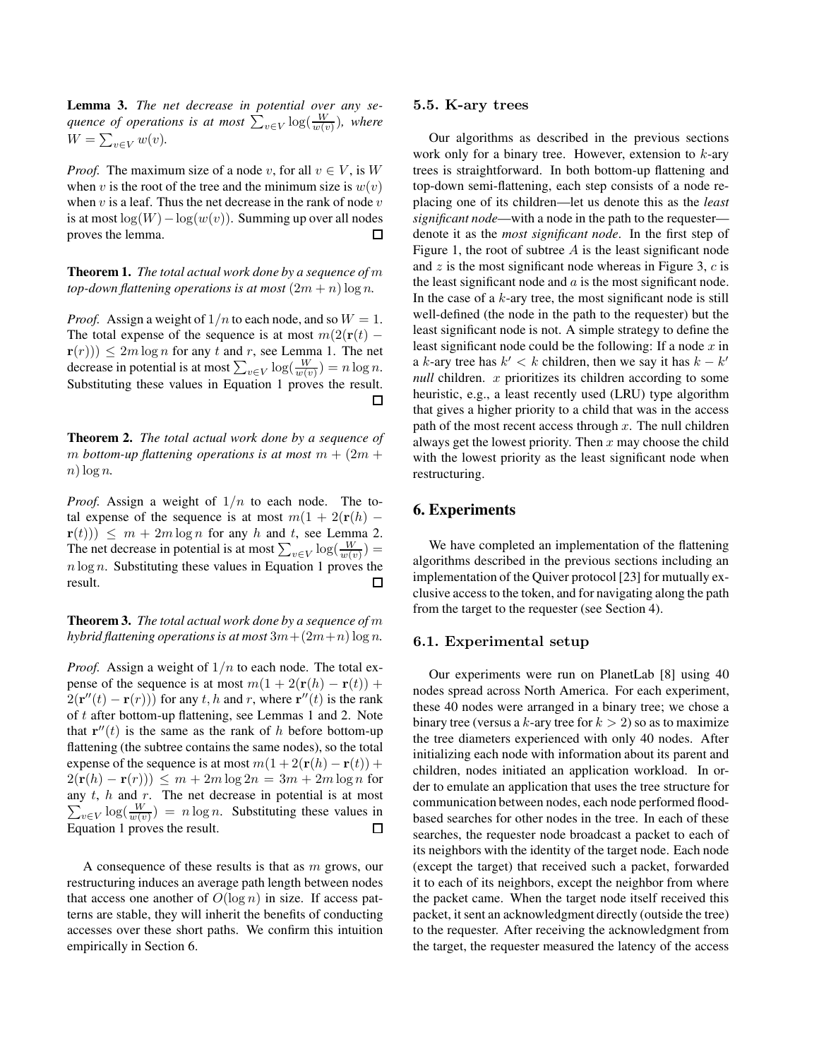**Lemma 3.** *The net decrease in potential over any sequence of operations is at most $\sum_{v \in V} \log(\frac{W}{w(v)})$, where $W = \sum_{v \in V} w(v)$.*

*Proof.* The maximum size of a node $v$, for all $v \in V$, is $W$ when $v$ is the root of the tree and the minimum size is $w(v)$ when $v$ is a leaf. Thus the net decrease in the rank of node $v$ is at most $\log(W) - \log(w(v))$. Summing up over all nodes proves the lemma. □

**Theorem 1.** *The total actual work done by a sequence of $m$ top-down flattening operations is at most $(2m + n) \log n$.*

*Proof.* Assign a weight of $1/n$ to each node, and so $W = 1$. The total expense of the sequence is at most $m(2(\mathbf{r}(t) - \mathbf{r}(r))) \leq 2m \log n$ for any $t$ and $r$, see Lemma 1. The net decrease in potential is at most $\sum_{v \in V} \log(\frac{W}{w(v)}) = n \log n$. Substituting these values in Equation 1 proves the result. □

**Theorem 2.** *The total actual work done by a sequence of $m$ bottom-up flattening operations is at most $m + (2m + n) \log n$.*

*Proof.* Assign a weight of $1/n$ to each node. The total expense of the sequence is at most $m(1 + 2(\mathbf{r}(h) - \mathbf{r}(t))) \leq m + 2m \log n$ for any $h$ and $t$, see Lemma 2. The net decrease in potential is at most $\sum_{v \in V} \log(\frac{W}{w(v)}) = n \log n$. Substituting these values in Equation 1 proves the result. □

**Theorem 3.** *The total actual work done by a sequence of $m$ hybrid flattening operations is at most $3m + (2m+n) \log n$.*

*Proof.* Assign a weight of $1/n$ to each node. The total expense of the sequence is at most $m(1 + 2(\mathbf{r}(h) - \mathbf{r}(t)) + 2(\mathbf{r}''(t) - \mathbf{r}(r)))$ for any $t, h$ and $r$, where $\mathbf{r}''(t)$ is the rank of $t$ after bottom-up flattening, see Lemmas 1 and 2. Note that $\mathbf{r}''(t)$ is the same as the rank of $h$ before bottom-up flattening (the subtree contains the same nodes), so the total expense of the sequence is at most $m(1 + 2(\mathbf{r}(h) - \mathbf{r}(t)) + 2(\mathbf{r}(h) - \mathbf{r}(r))) \leq m + 2m \log 2n = 3m + 2m \log n$ for any $t$, $h$ and $r$. The net decrease in potential is at most $\sum_{v \in V} \log(\frac{W}{w(v)}) = n \log n$. Substituting these values in Equation 1 proves the result. □

A consequence of these results is that as $m$ grows, our restructuring induces an average path length between nodes that access one another of $O(\log n)$ in size. If access patterns are stable, they will inherit the benefits of conducting accesses over these short paths. We confirm this intuition empirically in Section 6.

### 5.5. K-ary trees

Our algorithms as described in the previous sections work only for a binary tree. However, extension to $k$-ary trees is straightforward. In both bottom-up flattening and top-down semi-flattening, each step consists of a node replacing one of its children—let us denote this as the *least significant node*—with a node in the path to the requester—denote it as the *most significant node*. In the first step of Figure 1, the root of subtree $A$ is the least significant node and $z$ is the most significant node whereas in Figure 3, $c$ is the least significant node and $a$ is the most significant node. In the case of a $k$-ary tree, the most significant node is still well-defined (the node in the path to the requester) but the least significant node is not. A simple strategy to define the least significant node could be the following: If a node $x$ in a $k$-ary tree has $k' < k$ children, then we say it has $k - k'$ *null* children. $x$ prioritizes its children according to some heuristic, e.g., a least recently used (LRU) type algorithm that gives a higher priority to a child that was in the access path of the most recent access through $x$. The null children always get the lowest priority. Then $x$ may choose the child with the lowest priority as the least significant node when restructuring.

## 6. Experiments

We have completed an implementation of the flattening algorithms described in the previous sections including an implementation of the Quiver protocol [23] for mutually exclusive access to the token, and for navigating along the path from the target to the requester (see Section 4).

### 6.1. Experimental setup

Our experiments were run on PlanetLab [8] using 40 nodes spread across North America. For each experiment, these 40 nodes were arranged in a binary tree; we chose a binary tree (versus a $k$-ary tree for $k > 2$) so as to maximize the tree diameters experienced with only 40 nodes. After initializing each node with information about its parent and children, nodes initiated an application workload. In order to emulate an application that uses the tree structure for communication between nodes, each node performed flood-based searches for other nodes in the tree. In each of these searches, the requester node broadcast a packet to each of its neighbors with the identity of the target node. Each node (except the target) that received such a packet, forwarded it to each of its neighbors, except the neighbor from where the packet came. When the target node itself received this packet, it sent an acknowledgment directly (outside the tree) to the requester. After receiving the acknowledgment from the target, the requester measured the latency of the access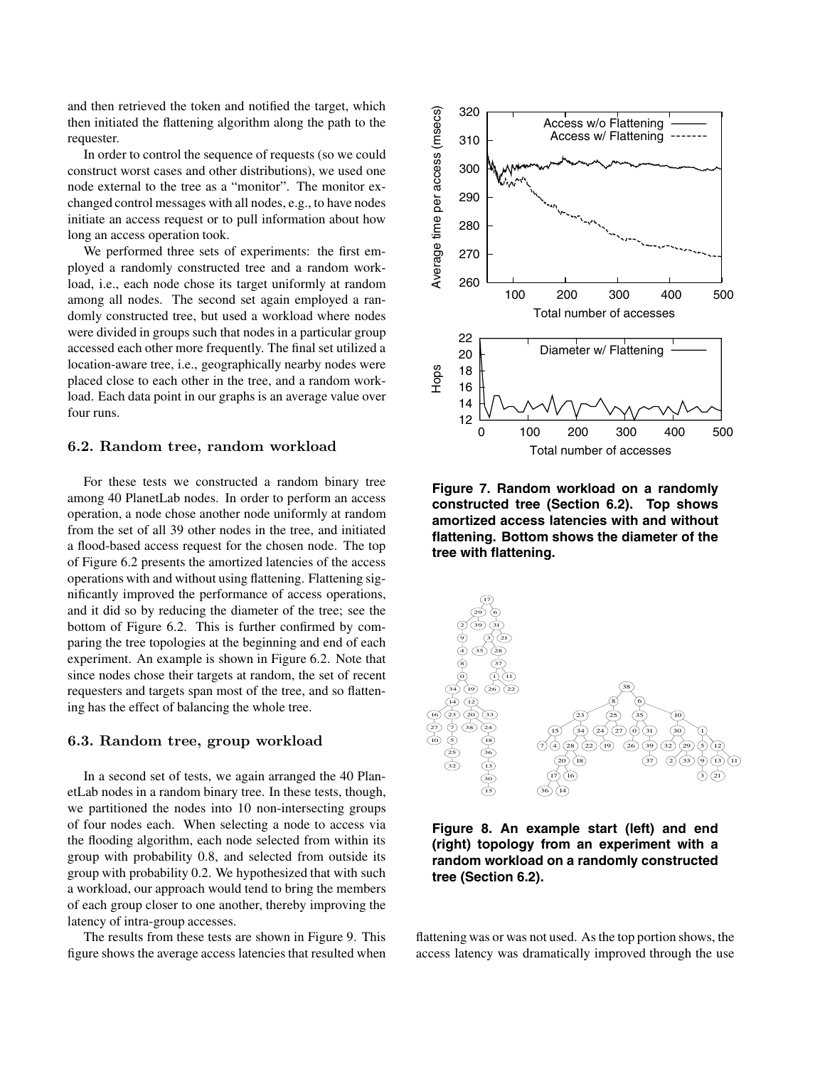and then retrieved the token and notified the target, which then initiated the flattening algorithm along the path to the requester.

In order to control the sequence of requests (so we could construct worst cases and other distributions), we used one node external to the tree as a "monitor". The monitor exchanged control messages with all nodes, e.g., to have nodes initiate an access request or to pull information about how long an access operation took.

We performed three sets of experiments: the first employed a randomly constructed tree and a random workload, i.e., each node chose its target uniformly at random among all nodes. The second set again employed a randomly constructed tree, but used a workload where nodes were divided in groups such that nodes in a particular group accessed each other more frequently. The final set utilized a location-aware tree, i.e., geographically nearby nodes were placed close to each other in the tree, and a random workload. Each data point in our graphs is an average value over four runs.

### 6.2. Random tree, random workload

For these tests we constructed a random binary tree among 40 PlanetLab nodes. In order to perform an access operation, a node chose another node uniformly at random from the set of all 39 other nodes in the tree, and initiated a flood-based access request for the chosen node. The top of Figure 6.2 presents the amortized latencies of the access operations with and without using flattening. Flattening significantly improved the performance of access operations, and it did so by reducing the diameter of the tree; see the bottom of Figure 6.2. This is further confirmed by comparing the tree topologies at the beginning and end of each experiment. An example is shown in Figure 6.2. Note that since nodes chose their targets at random, the set of recent requesters and targets span most of the tree, and so flattening has the effect of balancing the whole tree.

### 6.3. Random tree, group workload

In a second set of tests, we again arranged the 40 PlanetLab nodes in a random binary tree. In these tests, though, we partitioned the nodes into 10 non-intersecting groups of four nodes each. When selecting a node to access via the flooding algorithm, each node selected from within its group with probability 0.8, and selected from outside its group with probability 0.2. We hypothesized that with such a workload, our approach would tend to bring the members of each group closer to one another, thereby improving the latency of intra-group accesses.

The results from these tests are shown in Figure 9. This figure shows the average access latencies that resulted when flattening was or was not used. As the top portion shows, the access latency was dramatically improved through the use

Average time per access (msecs)
320
310
300
290
280
270
260
Access w/o Flattening
Access w/ Flattening
100 200 300 400 500
Total number of accesses

Hops
22
20
18
16
14
12
Diameter w/ Flattening
0 100 200 300 400 500
Total number of accesses

**Figure 7. Random workload on a randomly constructed tree (Section 6.2). Top shows amortized access latencies with and without flattening. Bottom shows the diameter of the tree with flattening.**

**Figure 8. An example start (left) and end (right) topology from an experiment with a random workload on a randomly constructed tree (Section 6.2).**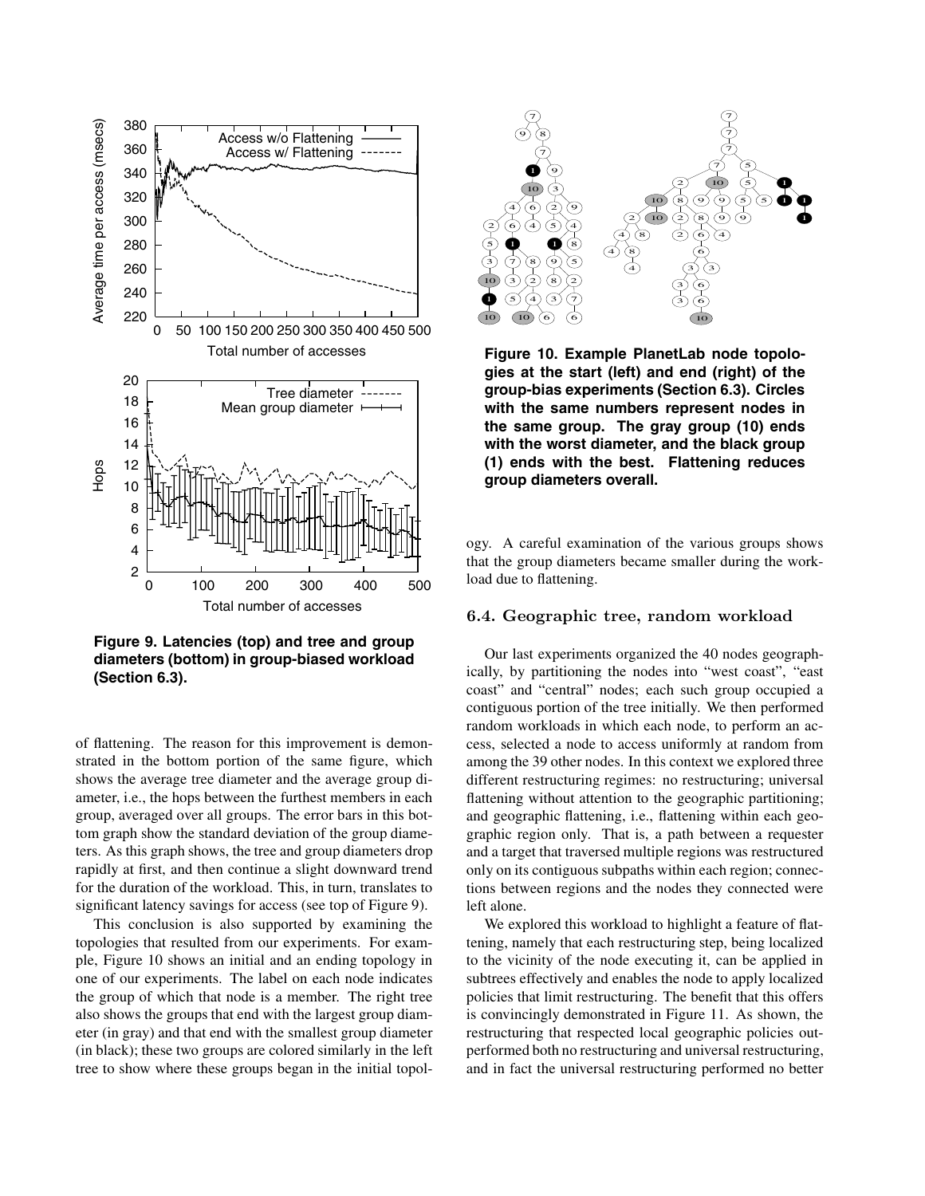380
360
340
320
300
280
260
240
220
Average time per access (msecs)
0 50 100 150 200 250 300 350 400 450 500
Total number of accesses
Access w/o Flattening
Access w/ Flattening

20
18
16
14
12
10
8
6
4
2
Hops
0 100 200 300 400 500
Total number of accesses
Tree diameter
Mean group diameter

**Figure 9. Latencies (top) and tree and group diameters (bottom) in group-biased workload (Section 6.3).**

of flattening. The reason for this improvement is demonstrated in the bottom portion of the same figure, which shows the average tree diameter and the average group diameter, i.e., the hops between the furthest members in each group, averaged over all groups. The error bars in this bottom graph show the standard deviation of the group diameters. As this graph shows, the tree and group diameters drop rapidly at first, and then continue a slight downward trend for the duration of the workload. This, in turn, translates to significant latency savings for access (see top of Figure 9).

This conclusion is also supported by examining the topologies that resulted from our experiments. For example, Figure 10 shows an initial and an ending topology in one of our experiments. The label on each node indicates the group of which that node is a member. The right tree also shows the groups that end with the largest group diameter (in gray) and that end with the smallest group diameter (in black); these two groups are colored similarly in the left tree to show where these groups began in the initial topology. A careful examination of the various groups shows that the group diameters became smaller during the workload due to flattening.

**Figure 10. Example PlanetLab node topologies at the start (left) and end (right) of the group-bias experiments (Section 6.3). Circles with the same numbers represent nodes in the same group. The gray group (10) ends with the worst diameter, and the black group (1) ends with the best. Flattening reduces group diameters overall.**

### 6.4. Geographic tree, random workload

Our last experiments organized the 40 nodes geographically, by partitioning the nodes into "west coast", "east coast" and "central" nodes; each such group occupied a contiguous portion of the tree initially. We then performed random workloads in which each node, to perform an access, selected a node to access uniformly at random from among the 39 other nodes. In this context we explored three different restructuring regimes: no restructuring; universal flattening without attention to the geographic partitioning; and geographic flattening, i.e., flattening within each geographic region only. That is, a path between a requester and a target that traversed multiple regions was restructured only on its contiguous subpaths within each region; connections between regions and the nodes they connected were left alone.

We explored this workload to highlight a feature of flattening, namely that each restructuring step, being localized to the vicinity of the node executing it, can be applied in subtrees effectively and enables the node to apply localized policies that limit restructuring. The benefit that this offers is convincingly demonstrated in Figure 11. As shown, the restructuring that respected local geographic policies outperformed both no restructuring and universal restructuring, and in fact the universal restructuring performed no better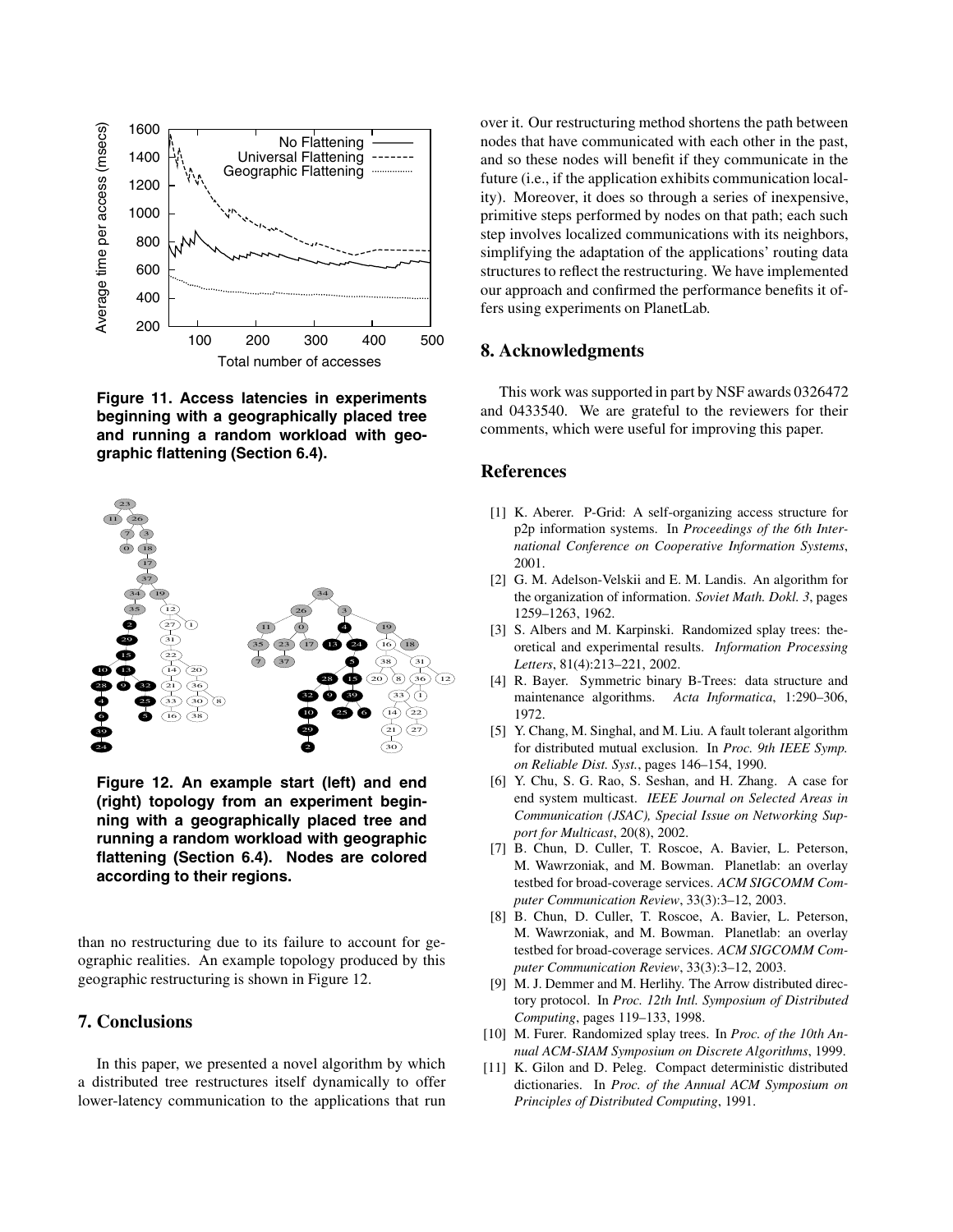Average time per access (msecs)

1600
1400
1200
1000
800
600
400
200

100 200 300 400 500

Total number of accesses

No Flattening
Universal Flattening
Geographic Flattening

**Figure 11. Access latencies in experiments beginning with a geographically placed tree and running a random workload with geographic flattening (Section 6.4).**

**Figure 12. An example start (left) and end (right) topology from an experiment beginning with a geographically placed tree and running a random workload with geographic flattening (Section 6.4). Nodes are colored according to their regions.**

than no restructuring due to its failure to account for geographic realities. An example topology produced by this geographic restructuring is shown in Figure 12.

## 7. Conclusions

In this paper, we presented a novel algorithm by which a distributed tree restructures itself dynamically to offer lower-latency communication to the applications that run over it. Our restructuring method shortens the path between nodes that have communicated with each other in the past, and so these nodes will benefit if they communicate in the future (i.e., if the application exhibits communication locality). Moreover, it does so through a series of inexpensive, primitive steps performed by nodes on that path; each such step involves localized communications with its neighbors, simplifying the adaptation of the applications' routing data structures to reflect the restructuring. We have implemented our approach and confirmed the performance benefits it offers using experiments on PlanetLab.

## 8. Acknowledgments

This work was supported in part by NSF awards 0326472 and 0433540. We are grateful to the reviewers for their comments, which were useful for improving this paper.

## References

[1] K. Aberer. P-Grid: A self-organizing access structure for p2p information systems. In *Proceedings of the 6th International Conference on Cooperative Information Systems*, 2001.

[2] G. M. Adelson-Velskii and E. M. Landis. An algorithm for the organization of information. *Soviet Math. Dokl. 3*, pages 1259–1263, 1962.

[3] S. Albers and M. Karpinski. Randomized splay trees: theoretical and experimental results. *Information Processing Letters*, 81(4):213–221, 2002.

[4] R. Bayer. Symmetric binary B-Trees: data structure and maintenance algorithms. *Acta Informatica*, 1:290–306, 1972.

[5] Y. Chang, M. Singhal, and M. Liu. A fault tolerant algorithm for distributed mutual exclusion. In *Proc. 9th IEEE Symp. on Reliable Dist. Syst.*, pages 146–154, 1990.

[6] Y. Chu, S. G. Rao, S. Seshan, and H. Zhang. A case for end system multicast. *IEEE Journal on Selected Areas in Communication (JSAC), Special Issue on Networking Support for Multicast*, 20(8), 2002.

[7] B. Chun, D. Culler, T. Roscoe, A. Bavier, L. Peterson, M. Wawrzoniak, and M. Bowman. Planetlab: an overlay testbed for broad-coverage services. *ACM SIGCOMM Computer Communication Review*, 33(3):3–12, 2003.

[8] B. Chun, D. Culler, T. Roscoe, A. Bavier, L. Peterson, M. Wawrzoniak, and M. Bowman. Planetlab: an overlay testbed for broad-coverage services. *ACM SIGCOMM Computer Communication Review*, 33(3):3–12, 2003.

[9] M. J. Demmer and M. Herlihy. The Arrow distributed directory protocol. In *Proc. 12th Intl. Symposium of Distributed Computing*, pages 119–133, 1998.

[10] M. Furer. Randomized splay trees. In *Proc. of the 10th Annual ACM-SIAM Symposium on Discrete Algorithms*, 1999.

[11] K. Gilon and D. Peleg. Compact deterministic distributed dictionaries. In *Proc. of the Annual ACM Symposium on Principles of Distributed Computing*, 1991.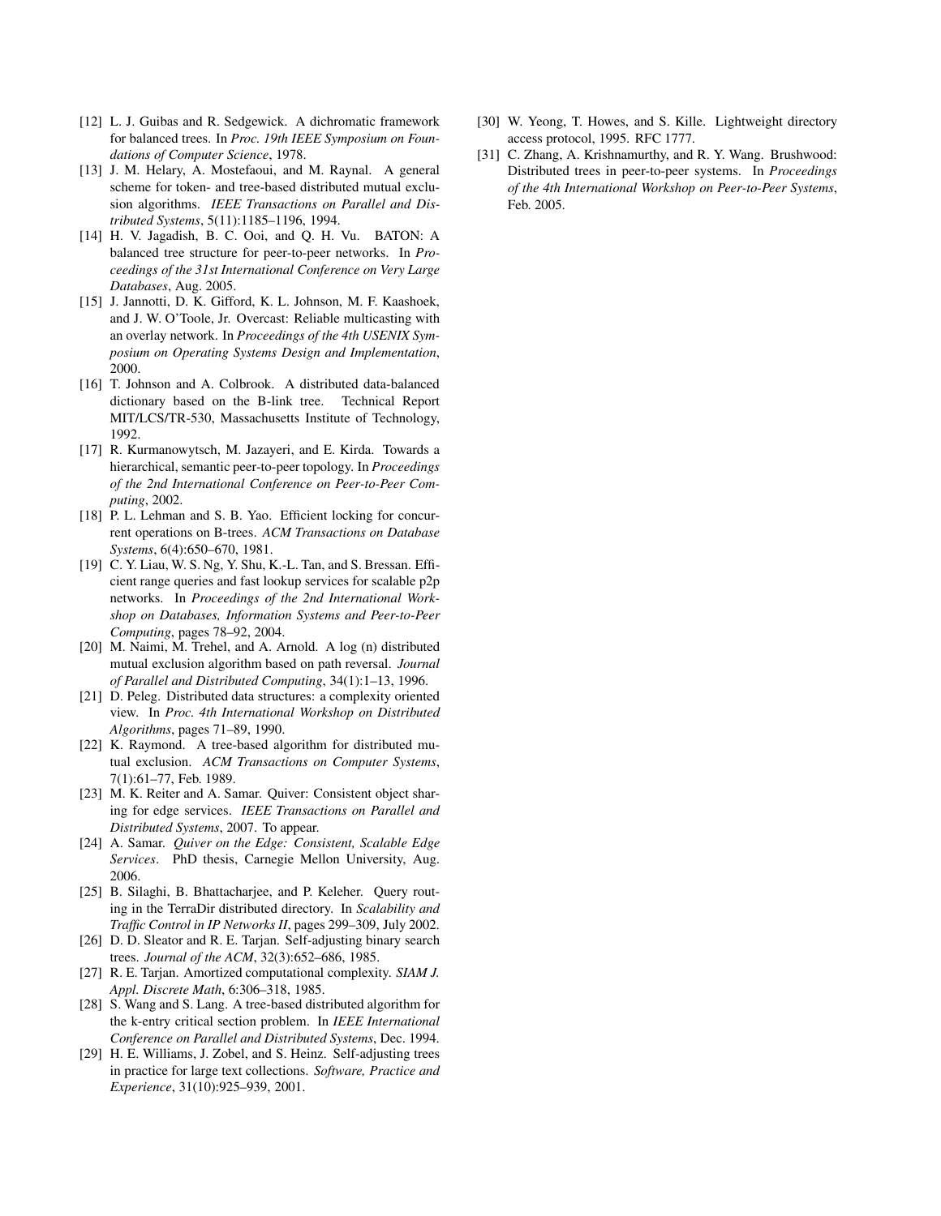[12] L. J. Guibas and R. Sedgewick. A dichromatic framework for balanced trees. In *Proc. 19th IEEE Symposium on Foundations of Computer Science*, 1978.

[13] J. M. Helary, A. Mostefaoui, and M. Raynal. A general scheme for token- and tree-based distributed mutual exclusion algorithms. *IEEE Transactions on Parallel and Distributed Systems*, 5(11):1185–1196, 1994.

[14] H. V. Jagadish, B. C. Ooi, and Q. H. Vu. BATON: A balanced tree structure for peer-to-peer networks. In *Proceedings of the 31st International Conference on Very Large Databases*, Aug. 2005.

[15] J. Jannotti, D. K. Gifford, K. L. Johnson, M. F. Kaashoek, and J. W. O'Toole, Jr. Overcast: Reliable multicasting with an overlay network. In *Proceedings of the 4th USENIX Symposium on Operating Systems Design and Implementation*, 2000.

[16] T. Johnson and A. Colbrook. A distributed data-balanced dictionary based on the B-link tree. Technical Report MIT/LCS/TR-530, Massachusetts Institute of Technology, 1992.

[17] R. Kurmanowytsch, M. Jazayeri, and E. Kirda. Towards a hierarchical, semantic peer-to-peer topology. In *Proceedings of the 2nd International Conference on Peer-to-Peer Computing*, 2002.

[18] P. L. Lehman and S. B. Yao. Efficient locking for concurrent operations on B-trees. *ACM Transactions on Database Systems*, 6(4):650–670, 1981.

[19] C. Y. Liau, W. S. Ng, Y. Shu, K.-L. Tan, and S. Bressan. Efficient range queries and fast lookup services for scalable p2p networks. In *Proceedings of the 2nd International Workshop on Databases, Information Systems and Peer-to-Peer Computing*, pages 78–92, 2004.

[20] M. Naimi, M. Trehel, and A. Arnold. A log (n) distributed mutual exclusion algorithm based on path reversal. *Journal of Parallel and Distributed Computing*, 34(1):1–13, 1996.

[21] D. Peleg. Distributed data structures: a complexity oriented view. In *Proc. 4th International Workshop on Distributed Algorithms*, pages 71–89, 1990.

[22] K. Raymond. A tree-based algorithm for distributed mutual exclusion. *ACM Transactions on Computer Systems*, 7(1):61–77, Feb. 1989.

[23] M. K. Reiter and A. Samar. Quiver: Consistent object sharing for edge services. *IEEE Transactions on Parallel and Distributed Systems*, 2007. To appear.

[24] A. Samar. *Quiver on the Edge: Consistent, Scalable Edge Services*. PhD thesis, Carnegie Mellon University, Aug. 2006.

[25] B. Silaghi, B. Bhattacharjee, and P. Keleher. Query routing in the TerraDir distributed directory. In *Scalability and Traffic Control in IP Networks II*, pages 299–309, July 2002.

[26] D. D. Sleator and R. E. Tarjan. Self-adjusting binary search trees. *Journal of the ACM*, 32(3):652–686, 1985.

[27] R. E. Tarjan. Amortized computational complexity. *SIAM J. Appl. Discrete Math*, 6:306–318, 1985.

[28] S. Wang and S. Lang. A tree-based distributed algorithm for the k-entry critical section problem. In *IEEE International Conference on Parallel and Distributed Systems*, Dec. 1994.

[29] H. E. Williams, J. Zobel, and S. Heinz. Self-adjusting trees in practice for large text collections. *Software, Practice and Experience*, 31(10):925–939, 2001.

[30] W. Yeong, T. Howes, and S. Kille. Lightweight directory access protocol, 1995. RFC 1777.

[31] C. Zhang, A. Krishnamurthy, and R. Y. Wang. Brushwood: Distributed trees in peer-to-peer systems. In *Proceedings of the 4th International Workshop on Peer-to-Peer Systems*, Feb. 2005.